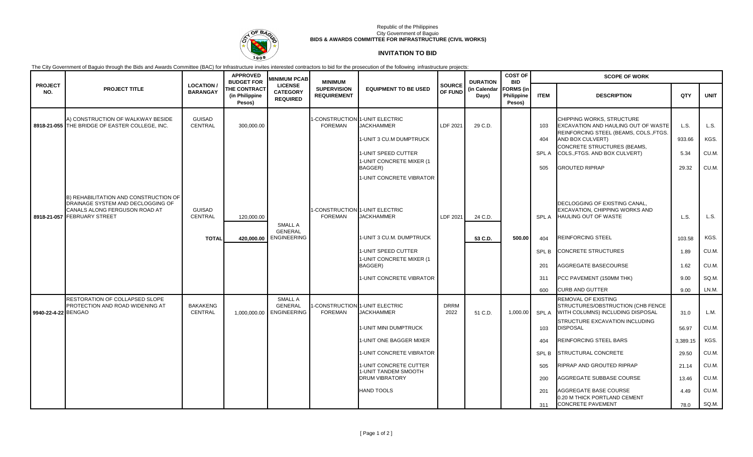Republic of the Philippines
City Government of Baguio
**BIDS & AWARDS COMMITTEE FOR INFRASTRUCTURE (CIVIL WORKS)**

# INVITATION TO BID

The City Government of Baguio through the Bids and Awards Committee (BAC) for Infrastructure invites interested contractors to bid for the prosecution of the following infrastructure projects:

| PROJECT NO. | PROJECT TITLE | LOCATION / BARANGAY | APPROVED BUDGET FOR THE CONTRACT (in Philippine Pesos) | MINIMUM PCAB LICENSE CATEGORY REQUIRED | MINIMUM SUPERVISION REQUIREMENT | EQUIPMENT TO BE USED | SOURCE OF FUND | DURATION (in Calendar Days) | COST OF BID FORMS (in Philippine Pesos) | SCOPE OF WORK | | | |
|---|---|---|---|---|---|---|---|---|---|---|---|---|---|
| | | | | | | | | | | ITEM | DESCRIPTION | QTY | UNIT |
| 8918-21-055 | A) CONSTRUCTION OF WALKWAY BESIDE THE BRIDGE OF EASTER COLLEGE, INC. | GUISAD CENTRAL | 300,000.00 | | 1-CONSTRUCTION FOREMAN | 1-UNIT ELECTRIC JACKHAMMER | LDF 2021 | 29 C.D. | | 103 | CHIPPING WORKS, STRUCTURE EXCAVATION AND HAULING OUT OF WASTE | L.S. | L.S. |
| | | | | | | 1-UNIT 3 CU.M DUMPTRUCK | | | | 404 | REINFORCING STEEL (BEAMS, COLS.,FTGS. AND BOX CULVERT) | 933.66 | KGS. |
| | | | | | | 1-UNIT SPEED CUTTER | | | | SPL A | CONCRETE STRUCTURES (BEAMS, COLS.,FTGS. AND BOX CULVERT) | 5.34 | CU.M. |
| | | | | | | 1-UNIT CONCRETE MIXER (1 BAGGER) | | | | 505 | GROUTED RIPRAP | 29.32 | CU.M. |
| | | | | | | 1-UNIT CONCRETE VIBRATOR | | | | | | | |
| 8918-21-057 | B) REHABILITATION AND CONSTRUCTION OF DRAINAGE SYSTEM AND DECLOGGING OF CANALS ALONG FERGUSON ROAD AT FEBRUARY STREET | GUISAD CENTRAL | 120,000.00 | | 1-CONSTRUCTION FOREMAN | 1-UNIT ELECTRIC JACKHAMMER | LDF 2021 | 24 C.D. | | SPL A | DECLOGGING OF EXISTING CANAL, EXCAVATION, CHIPPING WORKS AND HAULING OUT OF WASTE | L.S. | L.S. |
| | | **TOTAL** | **420,000.00** | SMALL A GENERAL ENGINEERING | | 1-UNIT 3 CU.M. DUMPTRUCK | | **53 C.D.** | **500.00** | 404 | REINFORCING STEEL | 103.58 | KGS. |
| | | | | | | 1-UNIT SPEED CUTTER | | | | SPL B | CONCRETE STRUCTURES | 1.89 | CU.M. |
| | | | | | | 1-UNIT CONCRETE MIXER (1 BAGGER) | | | | 201 | AGGREGATE BASECOURSE | 1.62 | CU.M. |
| | | | | | | 1-UNIT CONCRETE VIBRATOR | | | | 311 | PCC PAVEMENT (150MM THK) | 9.00 | SQ.M. |
| | | | | | | | | | | 600 | CURB AND GUTTER | 9.00 | LN.M. |
| 9940-22-4-22 | RESTORATION OF COLLAPSED SLOPE PROTECTION AND ROAD WIDENING AT BENGAO | BAKAKENG CENTRAL | 1,000,000.00 | SMALL A GENERAL ENGINEERING | 1-CONSTRUCTION FOREMAN | 1-UNIT ELECTRIC JACKHAMMER | DRRM 2022 | 51 C.D. | 1,000.00 | SPL A | REMOVAL OF EXISTING STRUCTURES/OBSTRUCTION (CHB FENCE WITH COLUMNS) INCLUDING DISPOSAL | 31.0 | L.M. |
| | | | | | | 1-UNIT MINI DUMPTRUCK | | | | 103 | STRUCTURE EXCAVATION INCLUDING DISPOSAL | 56.97 | CU.M. |
| | | | | | | 1-UNIT ONE BAGGER MIXER | | | | 404 | REINFORCING STEEL BARS | 3,389.15 | KGS. |
| | | | | | | 1-UNIT CONCRETE VIBRATOR | | | | SPL B | STRUCTURAL CONCRETE | 29.50 | CU.M. |
| | | | | | | 1-UNIT CONCRETE CUTTER | | | | 505 | RIPRAP AND GROUTED RIPRAP | 21.14 | CU.M. |
| | | | | | | 1-UNIT TANDEM SMOOTH DRUM VIBRATORY | | | | 200 | AGGREGATE SUBBASE COURSE | 13.46 | CU.M. |
| | | | | | | HAND TOOLS | | | | 201 | AGGREGATE BASE COURSE | 4.49 | CU.M. |
| | | | | | | | | | | 311 | 0.20 M THICK PORTLAND CEMENT CONCRETE PAVEMENT | 78.0 | SQ.M. |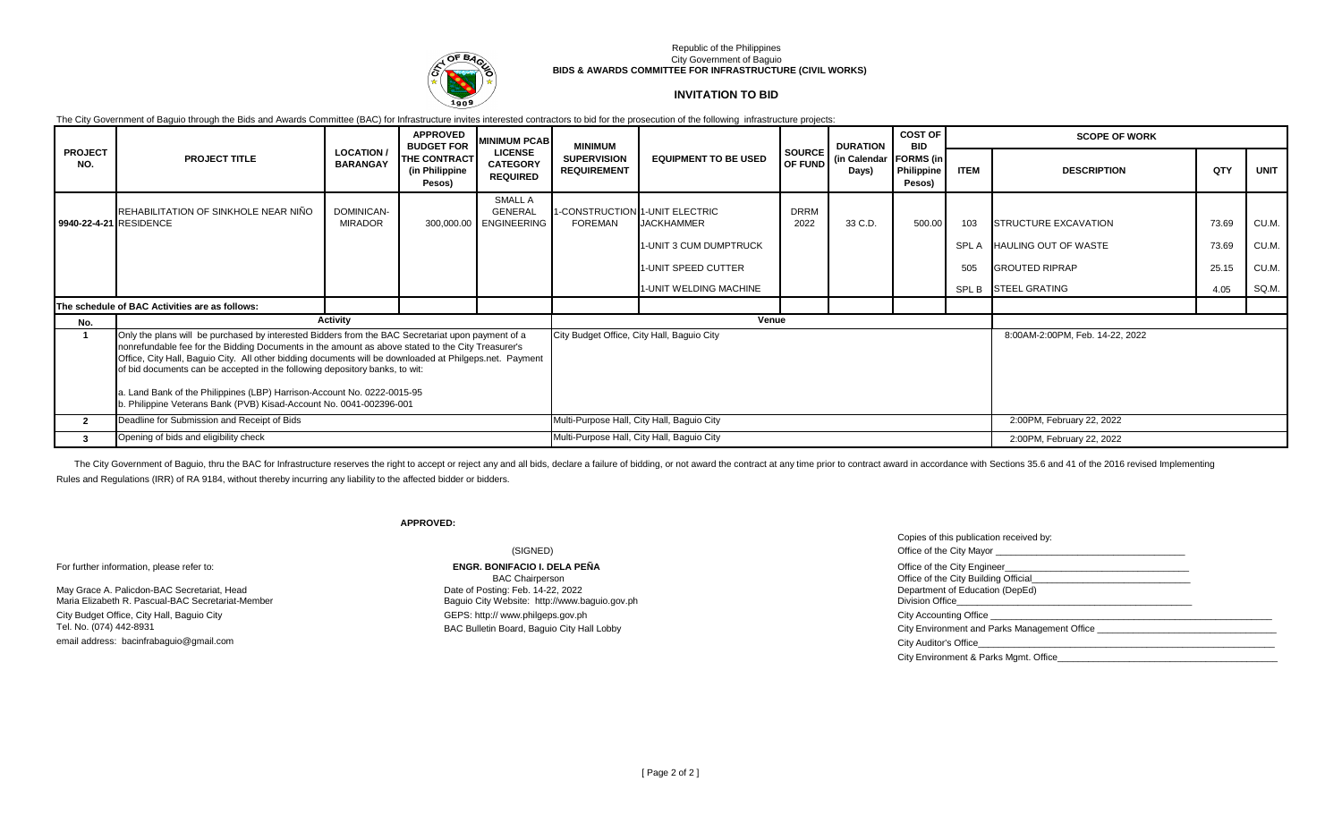Republic of the Philippines
City Government of Baguio
**BIDS & AWARDS COMMITTEE FOR INFRASTRUCTURE (CIVIL WORKS)**

# INVITATION TO BID

The City Government of Baguio through the Bids and Awards Committee (BAC) for Infrastructure invites interested contractors to bid for the prosecution of the following infrastructure projects:

| PROJECT NO. | PROJECT TITLE | LOCATION / BARANGAY | APPROVED BUDGET FOR THE CONTRACT (in Philippine Pesos) | MINIMUM PCAB LICENSE CATEGORY REQUIRED | MINIMUM SUPERVISION REQUIREMENT | EQUIPMENT TO BE USED | SOURCE OF FUND | DURATION (in Calendar Days) | COST OF BID FORMS (in Philippine Pesos) | SCOPE OF WORK | | | |
|---|---|---|---|---|---|---|---|---|---|---|---|---|---|
| | | | | | | | | | | ITEM | DESCRIPTION | QTY | UNIT |
| 9940-22-4-21 | REHABILITATION OF SINKHOLE NEAR NIÑO RESIDENCE | DOMINICAN-MIRADOR | 300,000.00 | SMALL A GENERAL ENGINEERING | 1-CONSTRUCTION FOREMAN | 1-UNIT ELECTRIC JACKHAMMER | DRRM 2022 | 33 C.D. | 500.00 | 103 | STRUCTURE EXCAVATION | 73.69 | CU.M. |
| | | | | | | 1-UNIT 3 CUM DUMPTRUCK | | | | SPL A | HAULING OUT OF WASTE | 73.69 | CU.M. |
| | | | | | | 1-UNIT SPEED CUTTER | | | | 505 | GROUTED RIPRAP | 25.15 | CU.M. |
| | | | | | | 1-UNIT WELDING MACHINE | | | | SPL B | STEEL GRATING | 4.05 | SQ.M. |

**The schedule of BAC Activities are as follows:**

| No. | Activity | Venue | |
|---|---|---|---|
| 1 | Only the plans will be purchased by interested Bidders from the BAC Secretariat upon payment of a nonrefundable fee for the Bidding Documents in the amount as above stated to the City Treasurer's Office, City Hall, Baguio City. All other bidding documents will be downloaded at Philgeps.net. Payment of bid documents can be accepted in the following depository banks, to wit:<br><br>a. Land Bank of the Philippines (LBP) Harrison-Account No. 0222-0015-95<br>b. Philippine Veterans Bank (PVB) Kisad-Account No. 0041-002396-001 | City Budget Office, City Hall, Baguio City | 8:00AM-2:00PM, Feb. 14-22, 2022 |
| 2 | Deadline for Submission and Receipt of Bids | Multi-Purpose Hall, City Hall, Baguio City | 2:00PM, February 22, 2022 |
| 3 | Opening of bids and eligibility check | Multi-Purpose Hall, City Hall, Baguio City | 2:00PM, February 22, 2022 |

The City Government of Baguio, thru the BAC for Infrastructure reserves the right to accept or reject any and all bids, declare a failure of bidding, or not award the contract at any time prior to contract award in accordance with Sections 35.6 and 41 of the 2016 revised Implementing Rules and Regulations (IRR) of RA 9184, without thereby incurring any liability to the affected bidder or bidders.

**APPROVED:**

(SIGNED)

**ENGR. BONIFACIO I. DELA PEÑA**
BAC Chairperson
Date of Posting: Feb. 14-22, 2022
Baguio City Website: http://www.baguio.gov.ph
GEPS: http:// www.philgeps.gov.ph
BAC Bulletin Board, Baguio City Hall Lobby

For further information, please refer to:

May Grace A. Palicdon-BAC Secretariat, Head
Maria Elizabeth R. Pascual-BAC Secretariat-Member
City Budget Office, City Hall, Baguio City
Tel. No. (074) 442-8931
email address: bacinfrabaguio@gmail.com

Copies of this publication received by:
Office of the City Mayor ____________________
Office of the City Engineer____________________
Office of the City Building Official____________________
Department of Education (DepEd)
Division Office____________________
City Accounting Office ____________________
City Environment and Parks Management Office ____________________
City Auditor's Office____________________
City Environment & Parks Mgmt. Office____________________